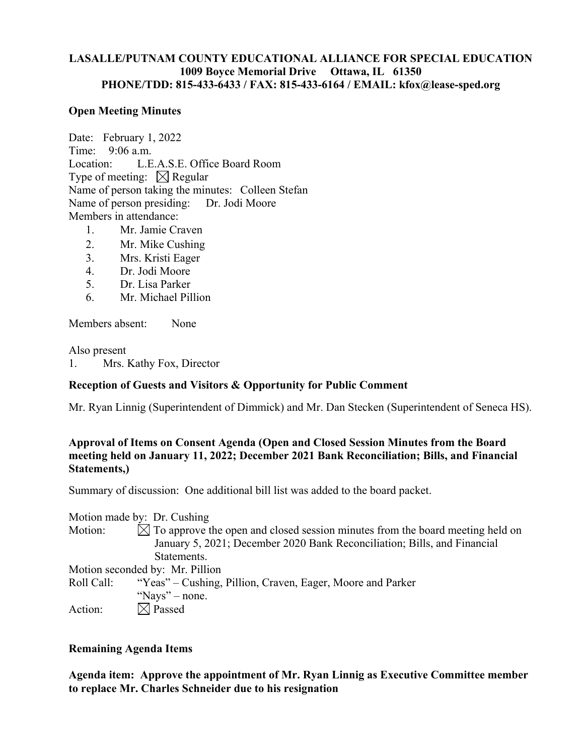**LASALLE/PUTNAM COUNTY EDUCATIONAL ALLIANCE FOR SPECIAL EDUCATION**
**1009 Boyce Memorial Drive Ottawa, IL 61350**
**PHONE/TDD: 815-433-6433 / FAX: 815-433-6164 / EMAIL: kfox@lease-sped.org**

**Open Meeting Minutes**

Date: February 1, 2022
Time: 9:06 a.m.
Location: L.E.A.S.E. Office Board Room
Type of meeting: ☒ Regular
Name of person taking the minutes: Colleen Stefan
Name of person presiding: Dr. Jodi Moore
Members in attendance:

1. Mr. Jamie Craven
2. Mr. Mike Cushing
3. Mrs. Kristi Eager
4. Dr. Jodi Moore
5. Dr. Lisa Parker
6. Mr. Michael Pillion

Members absent: None

Also present
1. Mrs. Kathy Fox, Director

**Reception of Guests and Visitors & Opportunity for Public Comment**

Mr. Ryan Linnig (Superintendent of Dimmick) and Mr. Dan Stecken (Superintendent of Seneca HS).

**Approval of Items on Consent Agenda (Open and Closed Session Minutes from the Board meeting held on January 11, 2022; December 2021 Bank Reconciliation; Bills, and Financial Statements,)**

Summary of discussion: One additional bill list was added to the board packet.

Motion made by: Dr. Cushing
Motion: ☒ To approve the open and closed session minutes from the board meeting held on January 5, 2021; December 2020 Bank Reconciliation; Bills, and Financial Statements.
Motion seconded by: Mr. Pillion
Roll Call: "Yeas" – Cushing, Pillion, Craven, Eager, Moore and Parker
"Nays" – none.
Action: ☒ Passed

**Remaining Agenda Items**

**Agenda item: Approve the appointment of Mr. Ryan Linnig as Executive Committee member to replace Mr. Charles Schneider due to his resignation**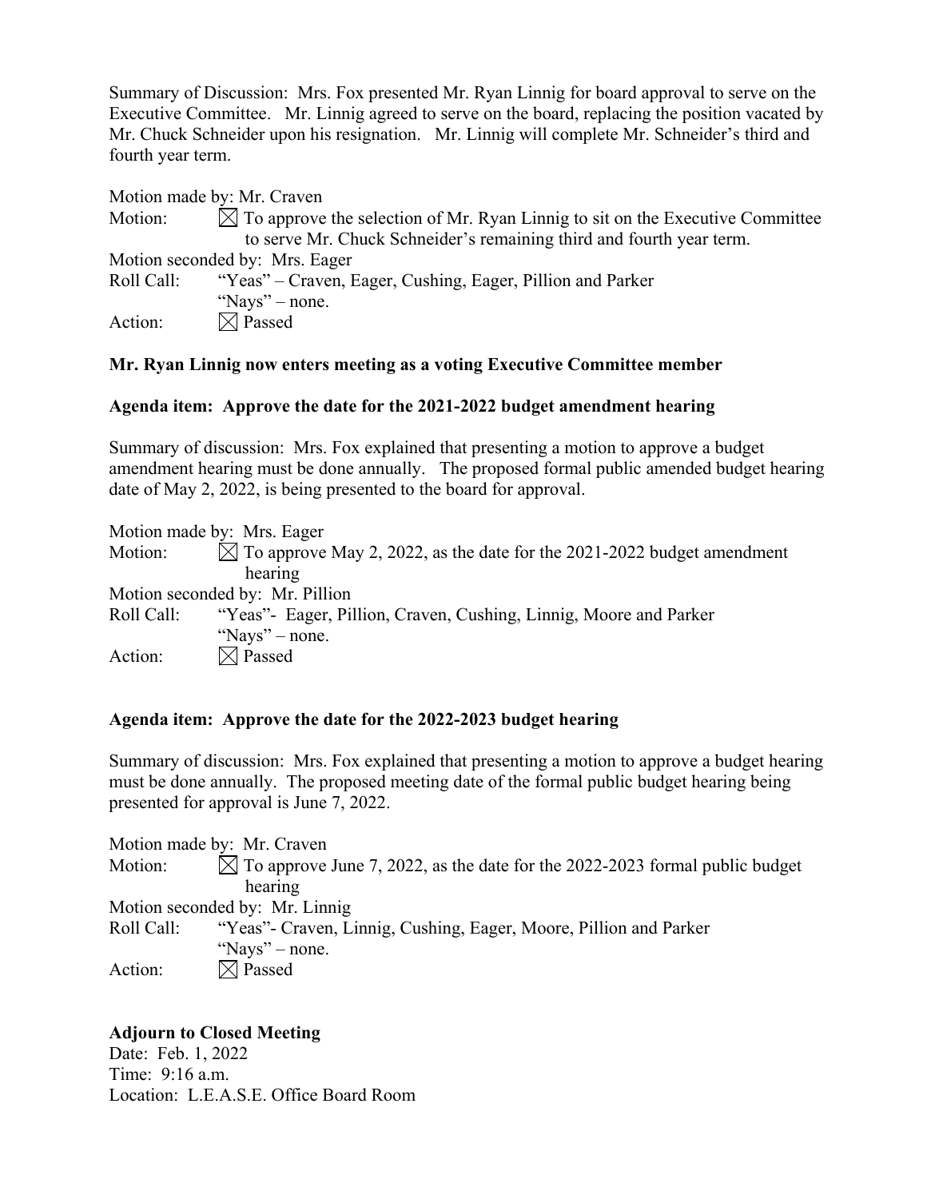Summary of Discussion: Mrs. Fox presented Mr. Ryan Linnig for board approval to serve on the Executive Committee. Mr. Linnig agreed to serve on the board, replacing the position vacated by Mr. Chuck Schneider upon his resignation. Mr. Linnig will complete Mr. Schneider's third and fourth year term.

Motion made by: Mr. Craven
Motion: ☒ To approve the selection of Mr. Ryan Linnig to sit on the Executive Committee to serve Mr. Chuck Schneider's remaining third and fourth year term.
Motion seconded by: Mrs. Eager
Roll Call: "Yeas" – Craven, Eager, Cushing, Eager, Pillion and Parker
"Nays" – none.
Action: ☒ Passed

**Mr. Ryan Linnig now enters meeting as a voting Executive Committee member**

**Agenda item: Approve the date for the 2021-2022 budget amendment hearing**

Summary of discussion: Mrs. Fox explained that presenting a motion to approve a budget amendment hearing must be done annually. The proposed formal public amended budget hearing date of May 2, 2022, is being presented to the board for approval.

Motion made by: Mrs. Eager
Motion: ☒ To approve May 2, 2022, as the date for the 2021-2022 budget amendment hearing
Motion seconded by: Mr. Pillion
Roll Call: "Yeas"- Eager, Pillion, Craven, Cushing, Linnig, Moore and Parker
"Nays" – none.
Action: ☒ Passed

**Agenda item: Approve the date for the 2022-2023 budget hearing**

Summary of discussion: Mrs. Fox explained that presenting a motion to approve a budget hearing must be done annually. The proposed meeting date of the formal public budget hearing being presented for approval is June 7, 2022.

Motion made by: Mr. Craven
Motion: ☒ To approve June 7, 2022, as the date for the 2022-2023 formal public budget hearing
Motion seconded by: Mr. Linnig
Roll Call: "Yeas"- Craven, Linnig, Cushing, Eager, Moore, Pillion and Parker
"Nays" – none.
Action: ☒ Passed

**Adjourn to Closed Meeting**
Date: Feb. 1, 2022
Time: 9:16 a.m.
Location: L.E.A.S.E. Office Board Room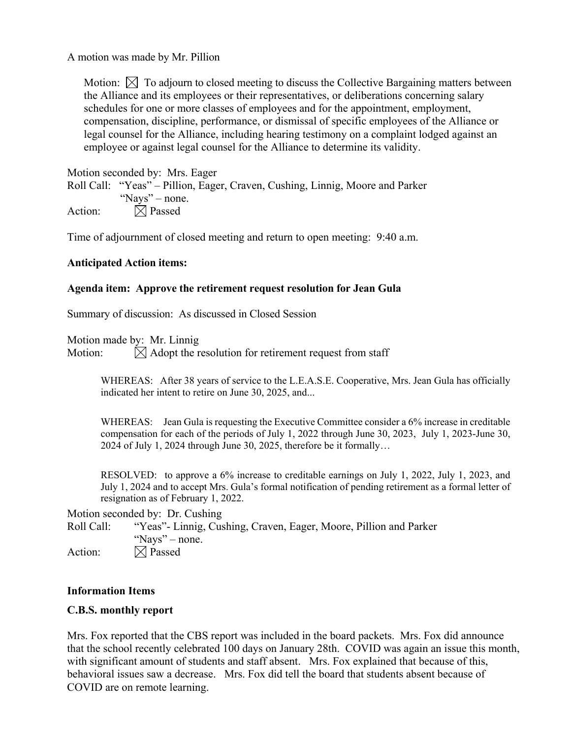A motion was made by Mr. Pillion

Motion: ☒ To adjourn to closed meeting to discuss the Collective Bargaining matters between the Alliance and its employees or their representatives, or deliberations concerning salary schedules for one or more classes of employees and for the appointment, employment, compensation, discipline, performance, or dismissal of specific employees of the Alliance or legal counsel for the Alliance, including hearing testimony on a complaint lodged against an employee or against legal counsel for the Alliance to determine its validity.

Motion seconded by: Mrs. Eager
Roll Call: "Yeas" – Pillion, Eager, Craven, Cushing, Linnig, Moore and Parker
"Nays" – none.
Action: ☒ Passed

Time of adjournment of closed meeting and return to open meeting: 9:40 a.m.

**Anticipated Action items:**

**Agenda item: Approve the retirement request resolution for Jean Gula**

Summary of discussion: As discussed in Closed Session

Motion made by: Mr. Linnig
Motion: ☒ Adopt the resolution for retirement request from staff

> WHEREAS: After 38 years of service to the L.E.A.S.E. Cooperative, Mrs. Jean Gula has officially indicated her intent to retire on June 30, 2025, and...
>
> WHEREAS: Jean Gula is requesting the Executive Committee consider a 6% increase in creditable compensation for each of the periods of July 1, 2022 through June 30, 2023, July 1, 2023-June 30, 2024 of July 1, 2024 through June 30, 2025, therefore be it formally…
>
> RESOLVED: to approve a 6% increase to creditable earnings on July 1, 2022, July 1, 2023, and July 1, 2024 and to accept Mrs. Gula's formal notification of pending retirement as a formal letter of resignation as of February 1, 2022.

Motion seconded by: Dr. Cushing
Roll Call: "Yeas"- Linnig, Cushing, Craven, Eager, Moore, Pillion and Parker
"Nays" – none.
Action: ☒ Passed

**Information Items**

**C.B.S. monthly report**

Mrs. Fox reported that the CBS report was included in the board packets. Mrs. Fox did announce that the school recently celebrated 100 days on January 28th. COVID was again an issue this month, with significant amount of students and staff absent. Mrs. Fox explained that because of this, behavioral issues saw a decrease. Mrs. Fox did tell the board that students absent because of COVID are on remote learning.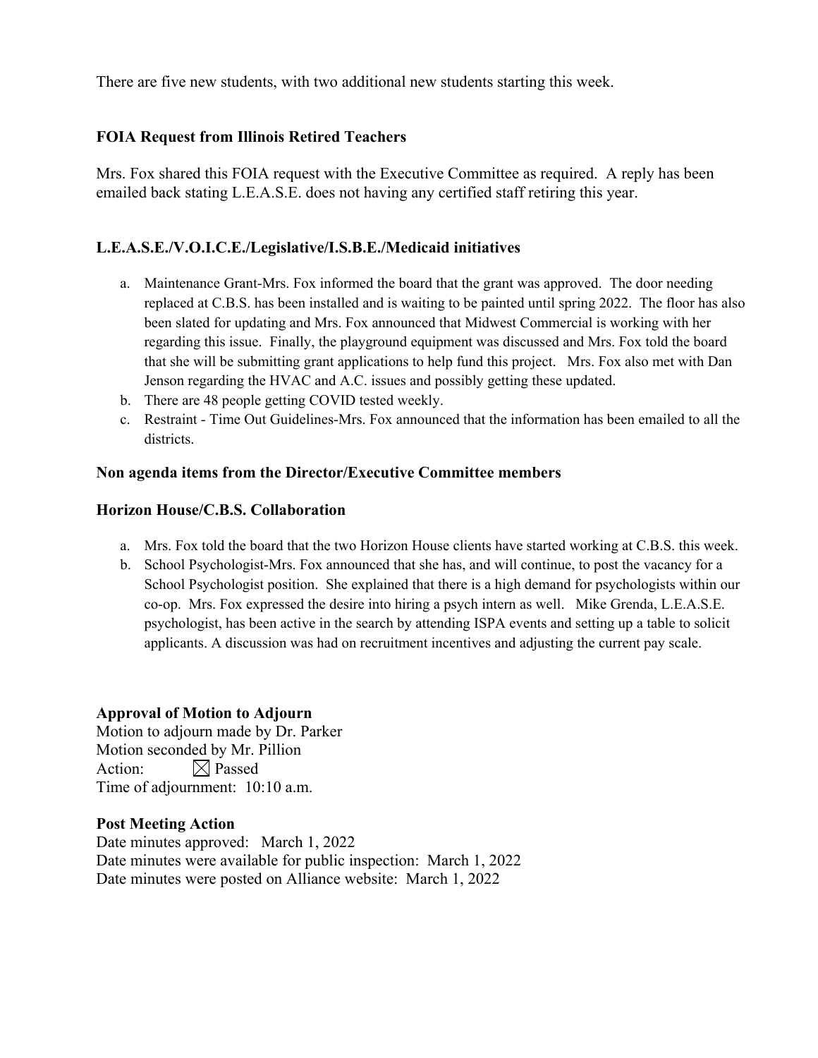There are five new students, with two additional new students starting this week.

**FOIA Request from Illinois Retired Teachers**

Mrs. Fox shared this FOIA request with the Executive Committee as required. A reply has been emailed back stating L.E.A.S.E. does not having any certified staff retiring this year.

**L.E.A.S.E./V.O.I.C.E./Legislative/I.S.B.E./Medicaid initiatives**

a. Maintenance Grant-Mrs. Fox informed the board that the grant was approved. The door needing replaced at C.B.S. has been installed and is waiting to be painted until spring 2022. The floor has also been slated for updating and Mrs. Fox announced that Midwest Commercial is working with her regarding this issue. Finally, the playground equipment was discussed and Mrs. Fox told the board that she will be submitting grant applications to help fund this project. Mrs. Fox also met with Dan Jenson regarding the HVAC and A.C. issues and possibly getting these updated.
b. There are 48 people getting COVID tested weekly.
c. Restraint - Time Out Guidelines-Mrs. Fox announced that the information has been emailed to all the districts.

**Non agenda items from the Director/Executive Committee members**

**Horizon House/C.B.S. Collaboration**

a. Mrs. Fox told the board that the two Horizon House clients have started working at C.B.S. this week.
b. School Psychologist-Mrs. Fox announced that she has, and will continue, to post the vacancy for a School Psychologist position. She explained that there is a high demand for psychologists within our co-op. Mrs. Fox expressed the desire into hiring a psych intern as well. Mike Grenda, L.E.A.S.E. psychologist, has been active in the search by attending ISPA events and setting up a table to solicit applicants. A discussion was had on recruitment incentives and adjusting the current pay scale.

**Approval of Motion to Adjourn**
Motion to adjourn made by Dr. Parker
Motion seconded by Mr. Pillion
Action: ☒ Passed
Time of adjournment: 10:10 a.m.

**Post Meeting Action**
Date minutes approved: March 1, 2022
Date minutes were available for public inspection: March 1, 2022
Date minutes were posted on Alliance website: March 1, 2022